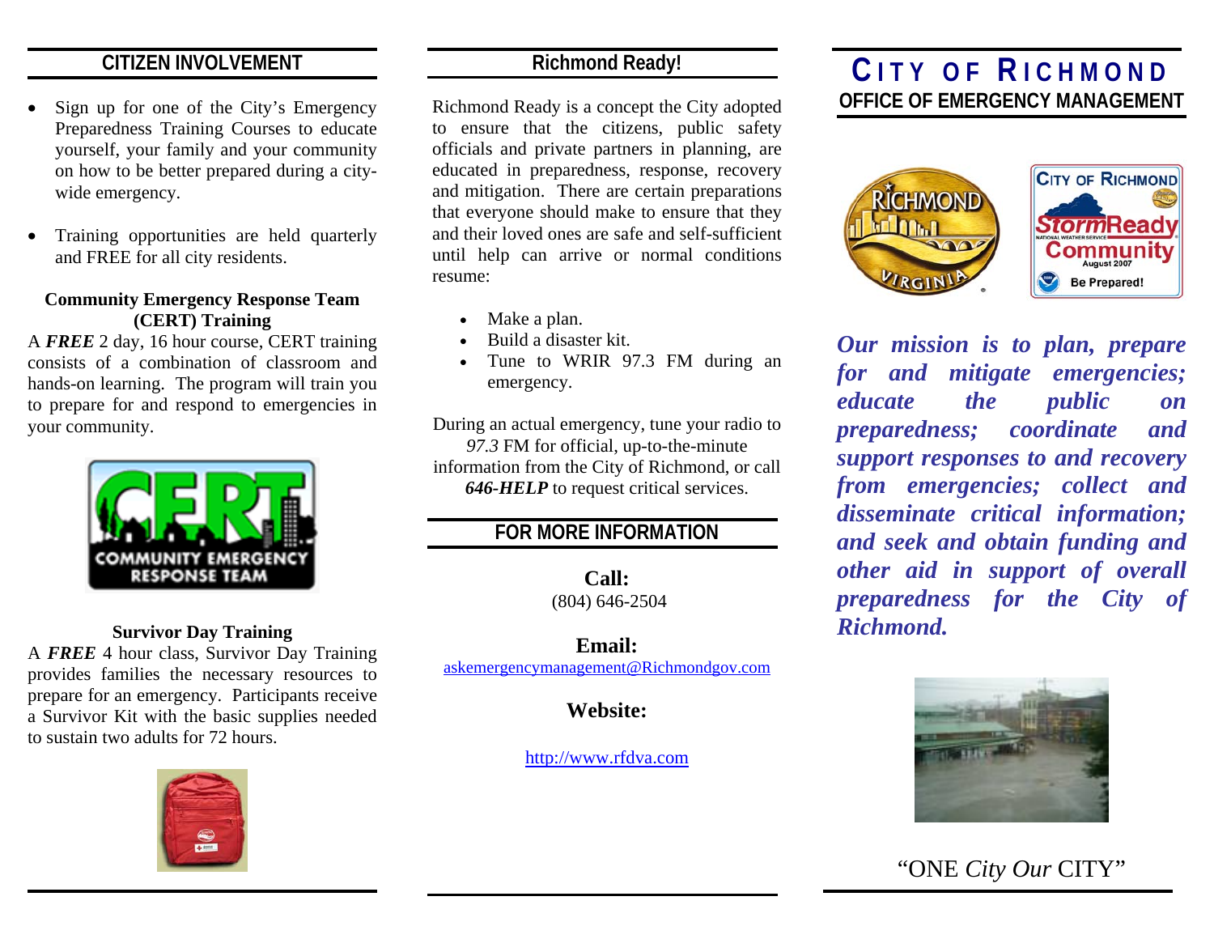## CITIZEN INVOLVEMENT

- Sign up for one of the City's Emergency Preparedness Training Courses to educate yourself, your family and your community on how to be better prepared during a city-wide emergency.
- Training opportunities are held quarterly and FREE for all city residents.

### Community Emergency Response Team (CERT) Training

A ***FREE*** 2 day, 16 hour course, CERT training consists of a combination of classroom and hands-on learning. The program will train you to prepare for and respond to emergencies in your community.

### Survivor Day Training

A ***FREE*** 4 hour class, Survivor Day Training provides families the necessary resources to prepare for an emergency. Participants receive a Survivor Kit with the basic supplies needed to sustain two adults for 72 hours.

## Richmond Ready!

Richmond Ready is a concept the City adopted to ensure that the citizens, public safety officials and private partners in planning, are educated in preparedness, response, recovery and mitigation. There are certain preparations that everyone should make to ensure that they and their loved ones are safe and self-sufficient until help can arrive or normal conditions resume:

- Make a plan.
- Build a disaster kit.
- Tune to WRIR 97.3 FM during an emergency.

During an actual emergency, tune your radio to *97.3* FM for official, up-to-the-minute information from the City of Richmond, or call ***646-HELP*** to request critical services.

## FOR MORE INFORMATION

**Call:**
(804) 646-2504

**Email:**
askemergencymanagement@Richmondgov.com

**Website:**

http://www.rfdva.com

# CITY OF RICHMOND
## OFFICE OF EMERGENCY MANAGEMENT

***Our mission is to plan, prepare for and mitigate emergencies; educate the public on preparedness; coordinate and support responses to and recovery from emergencies; collect and disseminate critical information; and seek and obtain funding and other aid in support of overall preparedness for the City of Richmond.***

"ONE *City Our* CITY"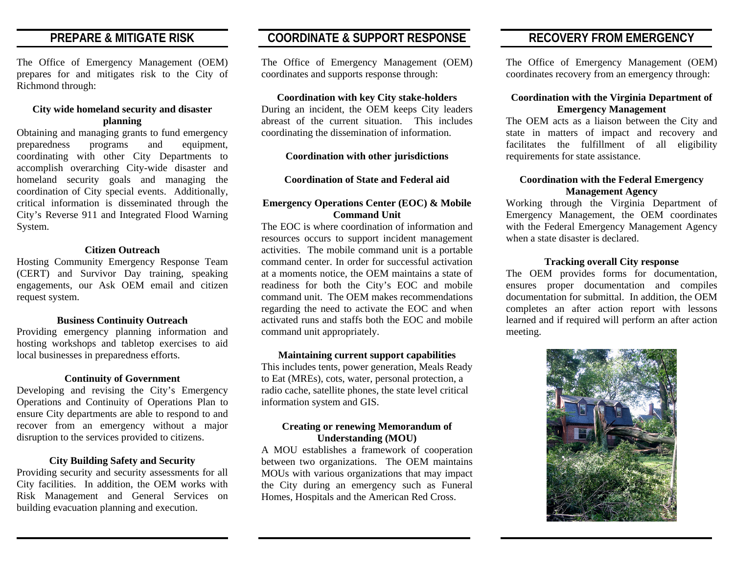## PREPARE & MITIGATE RISK

The Office of Emergency Management (OEM) prepares for and mitigates risk to the City of Richmond through:

**City wide homeland security and disaster planning**

Obtaining and managing grants to fund emergency preparedness programs and equipment, coordinating with other City Departments to accomplish overarching City-wide disaster and homeland security goals and managing the coordination of City special events. Additionally, critical information is disseminated through the City's Reverse 911 and Integrated Flood Warning System.

**Citizen Outreach**

Hosting Community Emergency Response Team (CERT) and Survivor Day training, speaking engagements, our Ask OEM email and citizen request system.

**Business Continuity Outreach**

Providing emergency planning information and hosting workshops and tabletop exercises to aid local businesses in preparedness efforts.

**Continuity of Government**

Developing and revising the City's Emergency Operations and Continuity of Operations Plan to ensure City departments are able to respond to and recover from an emergency without a major disruption to the services provided to citizens.

**City Building Safety and Security**

Providing security and security assessments for all City facilities. In addition, the OEM works with Risk Management and General Services on building evacuation planning and execution.

## COORDINATE & SUPPORT RESPONSE

The Office of Emergency Management (OEM) coordinates and supports response through:

**Coordination with key City stake-holders**

During an incident, the OEM keeps City leaders abreast of the current situation. This includes coordinating the dissemination of information.

**Coordination with other jurisdictions**

**Coordination of State and Federal aid**

**Emergency Operations Center (EOC) & Mobile Command Unit**

The EOC is where coordination of information and resources occurs to support incident management activities. The mobile command unit is a portable command center. In order for successful activation at a moments notice, the OEM maintains a state of readiness for both the City's EOC and mobile command unit. The OEM makes recommendations regarding the need to activate the EOC and when activated runs and staffs both the EOC and mobile command unit appropriately.

**Maintaining current support capabilities**

This includes tents, power generation, Meals Ready to Eat (MREs), cots, water, personal protection, a radio cache, satellite phones, the state level critical information system and GIS.

**Creating or renewing Memorandum of Understanding (MOU)**

A MOU establishes a framework of cooperation between two organizations. The OEM maintains MOUs with various organizations that may impact the City during an emergency such as Funeral Homes, Hospitals and the American Red Cross.

## RECOVERY FROM EMERGENCY

The Office of Emergency Management (OEM) coordinates recovery from an emergency through:

**Coordination with the Virginia Department of Emergency Management**

The OEM acts as a liaison between the City and state in matters of impact and recovery and facilitates the fulfillment of all eligibility requirements for state assistance.

**Coordination with the Federal Emergency Management Agency**

Working through the Virginia Department of Emergency Management, the OEM coordinates with the Federal Emergency Management Agency when a state disaster is declared.

**Tracking overall City response**

The OEM provides forms for documentation, ensures proper documentation and compiles documentation for submittal. In addition, the OEM completes an after action report with lessons learned and if required will perform an after action meeting.